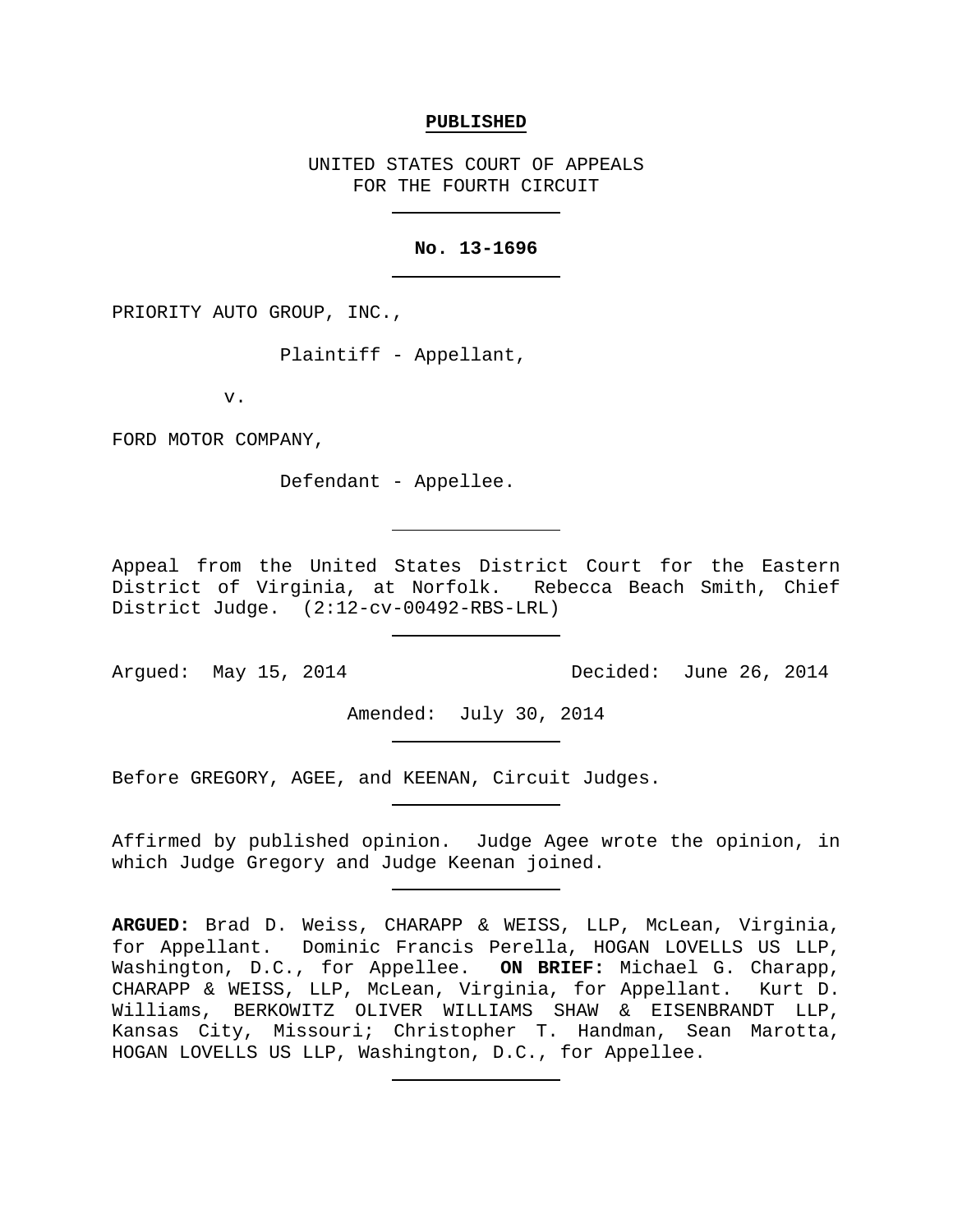**PUBLISHED**

UNITED STATES COURT OF APPEALS
FOR THE FOURTH CIRCUIT

---

**No. 13-1696**

---

PRIORITY AUTO GROUP, INC.,

Plaintiff - Appellant,

v.

FORD MOTOR COMPANY,

Defendant - Appellee.

---

Appeal from the United States District Court for the Eastern District of Virginia, at Norfolk. Rebecca Beach Smith, Chief District Judge. (2:12-cv-00492-RBS-LRL)

---

Argued: May 15, 2014 Decided: June 26, 2014

Amended: July 30, 2014

---

Before GREGORY, AGEE, and KEENAN, Circuit Judges.

---

Affirmed by published opinion. Judge Agee wrote the opinion, in which Judge Gregory and Judge Keenan joined.

---

**ARGUED:** Brad D. Weiss, CHARAPP & WEISS, LLP, McLean, Virginia, for Appellant. Dominic Francis Perella, HOGAN LOVELLS US LLP, Washington, D.C., for Appellee. **ON BRIEF:** Michael G. Charapp, CHARAPP & WEISS, LLP, McLean, Virginia, for Appellant. Kurt D. Williams, BERKOWITZ OLIVER WILLIAMS SHAW & EISENBRANDT LLP, Kansas City, Missouri; Christopher T. Handman, Sean Marotta, HOGAN LOVELLS US LLP, Washington, D.C., for Appellee.

---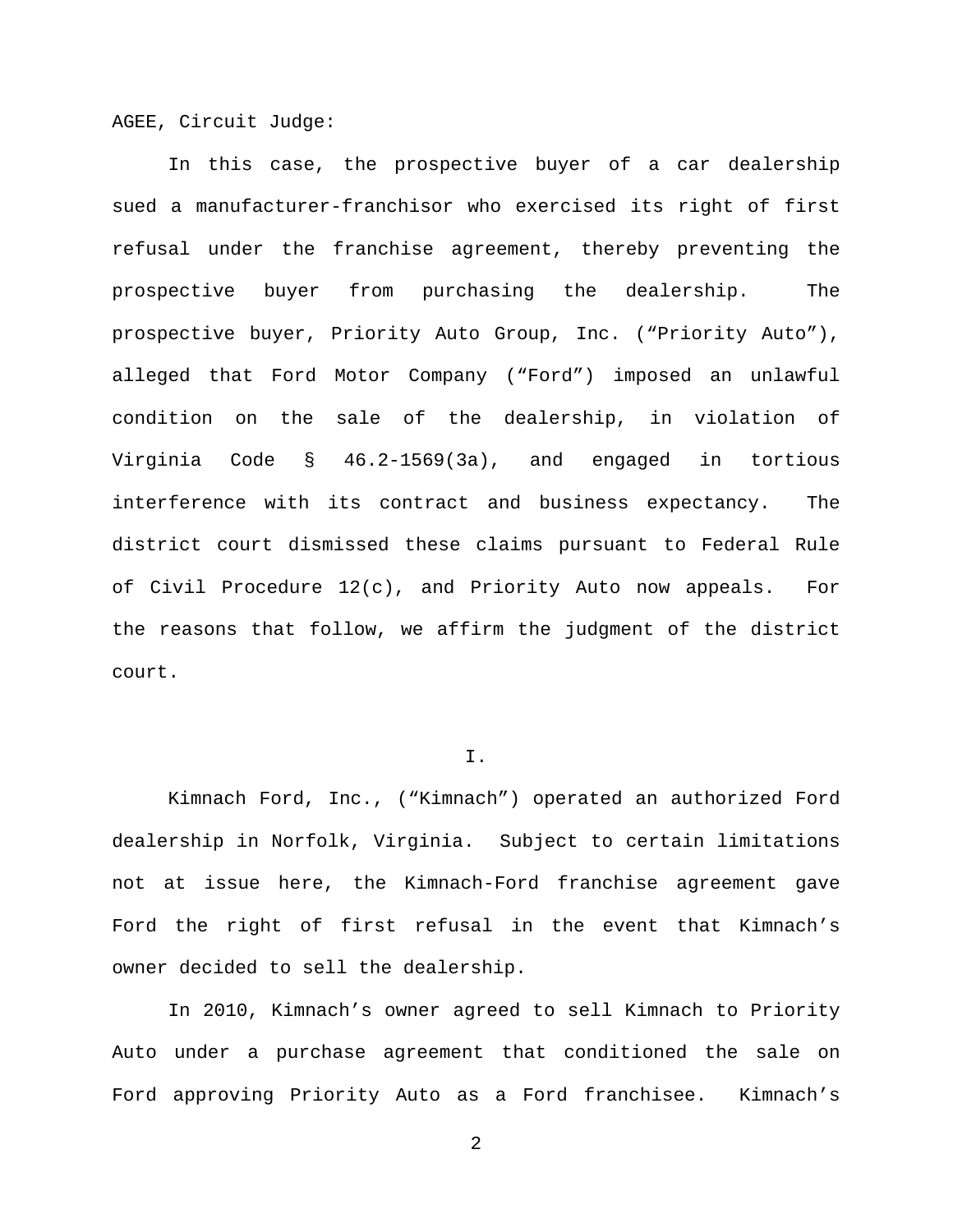AGEE, Circuit Judge:

In this case, the prospective buyer of a car dealership sued a manufacturer-franchisor who exercised its right of first refusal under the franchise agreement, thereby preventing the prospective buyer from purchasing the dealership. The prospective buyer, Priority Auto Group, Inc. ("Priority Auto"), alleged that Ford Motor Company ("Ford") imposed an unlawful condition on the sale of the dealership, in violation of Virginia Code § 46.2-1569(3a), and engaged in tortious interference with its contract and business expectancy. The district court dismissed these claims pursuant to Federal Rule of Civil Procedure 12(c), and Priority Auto now appeals. For the reasons that follow, we affirm the judgment of the district court.

## I.

Kimnach Ford, Inc., ("Kimnach") operated an authorized Ford dealership in Norfolk, Virginia. Subject to certain limitations not at issue here, the Kimnach-Ford franchise agreement gave Ford the right of first refusal in the event that Kimnach's owner decided to sell the dealership.

In 2010, Kimnach's owner agreed to sell Kimnach to Priority Auto under a purchase agreement that conditioned the sale on Ford approving Priority Auto as a Ford franchisee. Kimnach's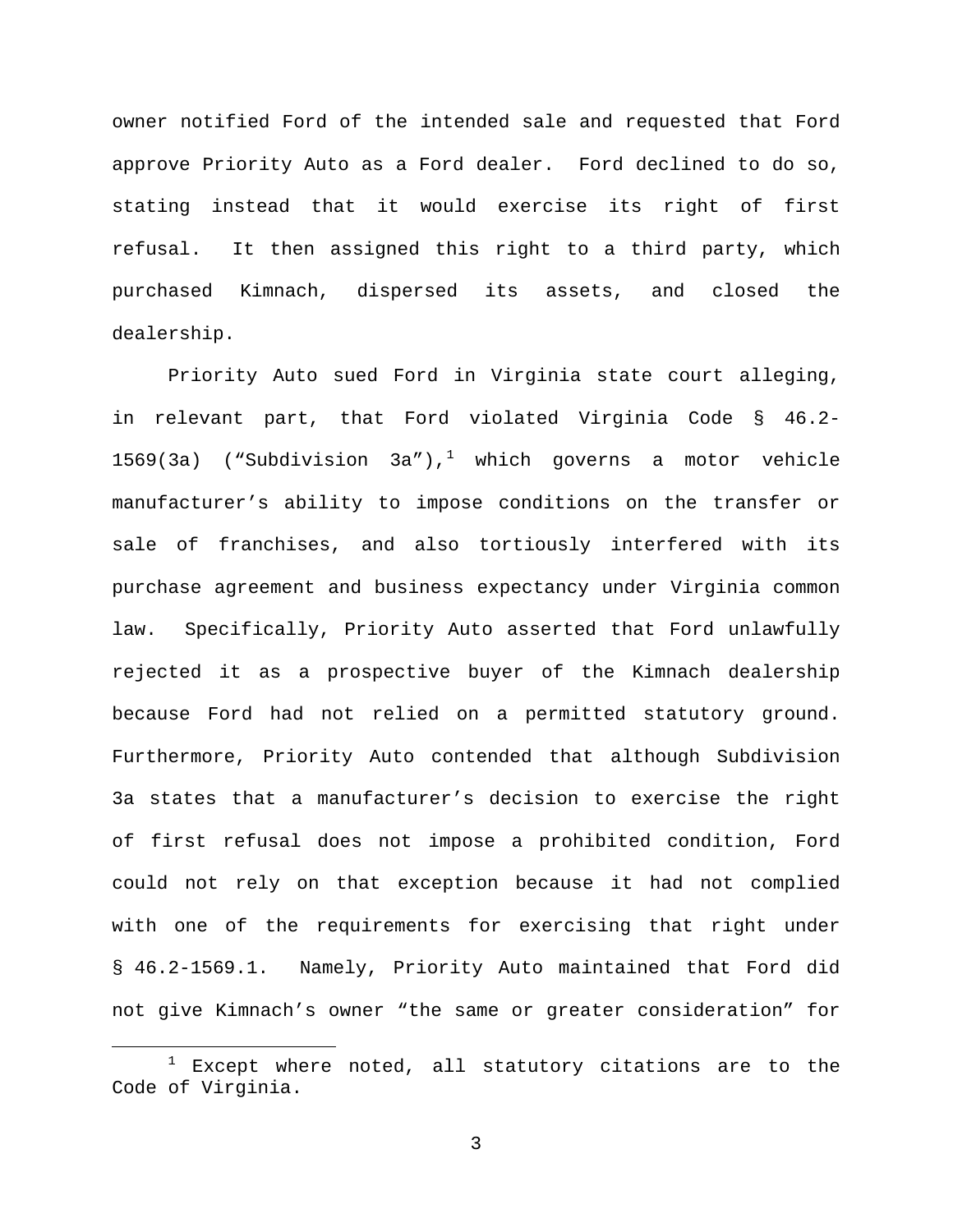owner notified Ford of the intended sale and requested that Ford approve Priority Auto as a Ford dealer. Ford declined to do so, stating instead that it would exercise its right of first refusal. It then assigned this right to a third party, which purchased Kimnach, dispersed its assets, and closed the dealership.

Priority Auto sued Ford in Virginia state court alleging, in relevant part, that Ford violated Virginia Code § 46.2-1569(3a) ("Subdivision 3a"),[1] which governs a motor vehicle manufacturer's ability to impose conditions on the transfer or sale of franchises, and also tortiously interfered with its purchase agreement and business expectancy under Virginia common law. Specifically, Priority Auto asserted that Ford unlawfully rejected it as a prospective buyer of the Kimnach dealership because Ford had not relied on a permitted statutory ground. Furthermore, Priority Auto contended that although Subdivision 3a states that a manufacturer's decision to exercise the right of first refusal does not impose a prohibited condition, Ford could not rely on that exception because it had not complied with one of the requirements for exercising that right under § 46.2-1569.1. Namely, Priority Auto maintained that Ford did not give Kimnach's owner "the same or greater consideration" for

[1] Except where noted, all statutory citations are to the Code of Virginia.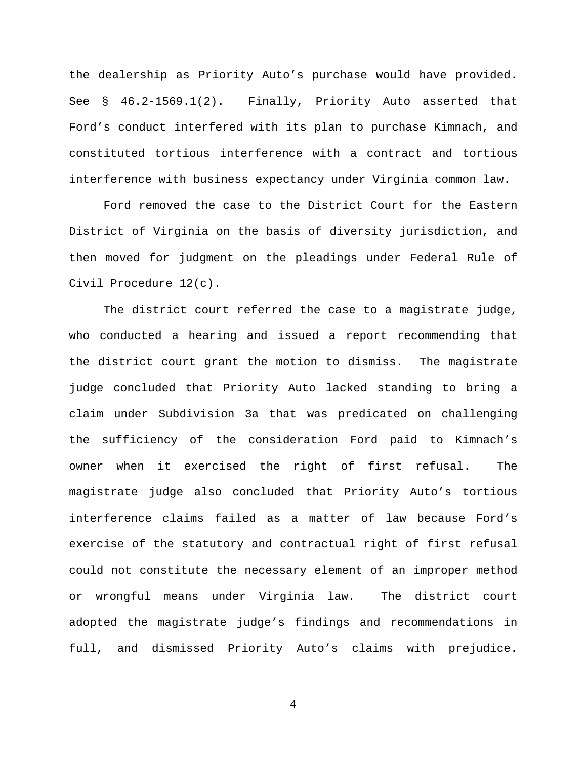the dealership as Priority Auto's purchase would have provided. See § 46.2-1569.1(2). Finally, Priority Auto asserted that Ford's conduct interfered with its plan to purchase Kimnach, and constituted tortious interference with a contract and tortious interference with business expectancy under Virginia common law.

Ford removed the case to the District Court for the Eastern District of Virginia on the basis of diversity jurisdiction, and then moved for judgment on the pleadings under Federal Rule of Civil Procedure 12(c).

The district court referred the case to a magistrate judge, who conducted a hearing and issued a report recommending that the district court grant the motion to dismiss. The magistrate judge concluded that Priority Auto lacked standing to bring a claim under Subdivision 3a that was predicated on challenging the sufficiency of the consideration Ford paid to Kimnach's owner when it exercised the right of first refusal. The magistrate judge also concluded that Priority Auto's tortious interference claims failed as a matter of law because Ford's exercise of the statutory and contractual right of first refusal could not constitute the necessary element of an improper method or wrongful means under Virginia law. The district court adopted the magistrate judge's findings and recommendations in full, and dismissed Priority Auto's claims with prejudice.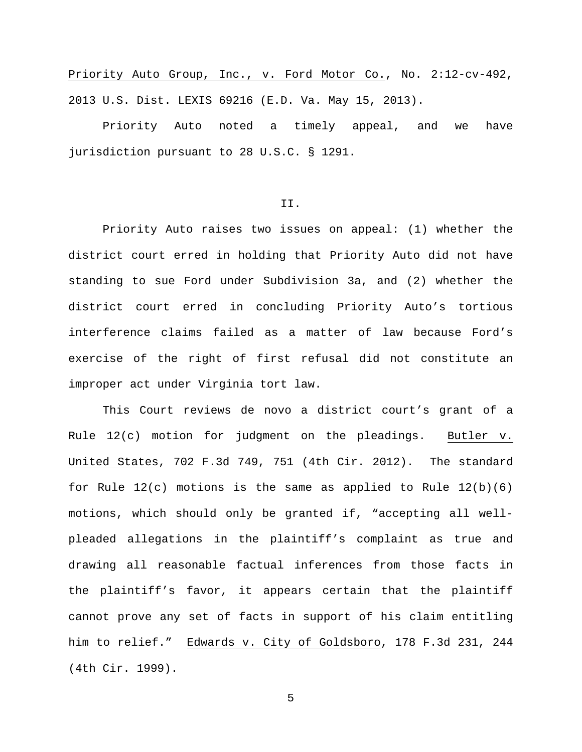Priority Auto Group, Inc., v. Ford Motor Co., No. 2:12-cv-492, 2013 U.S. Dist. LEXIS 69216 (E.D. Va. May 15, 2013).

Priority Auto noted a timely appeal, and we have jurisdiction pursuant to 28 U.S.C. § 1291.

## II.

Priority Auto raises two issues on appeal: (1) whether the district court erred in holding that Priority Auto did not have standing to sue Ford under Subdivision 3a, and (2) whether the district court erred in concluding Priority Auto's tortious interference claims failed as a matter of law because Ford's exercise of the right of first refusal did not constitute an improper act under Virginia tort law.

This Court reviews de novo a district court's grant of a Rule 12(c) motion for judgment on the pleadings. Butler v. United States, 702 F.3d 749, 751 (4th Cir. 2012). The standard for Rule 12(c) motions is the same as applied to Rule 12(b)(6) motions, which should only be granted if, "accepting all well-pleaded allegations in the plaintiff's complaint as true and drawing all reasonable factual inferences from those facts in the plaintiff's favor, it appears certain that the plaintiff cannot prove any set of facts in support of his claim entitling him to relief." Edwards v. City of Goldsboro, 178 F.3d 231, 244 (4th Cir. 1999).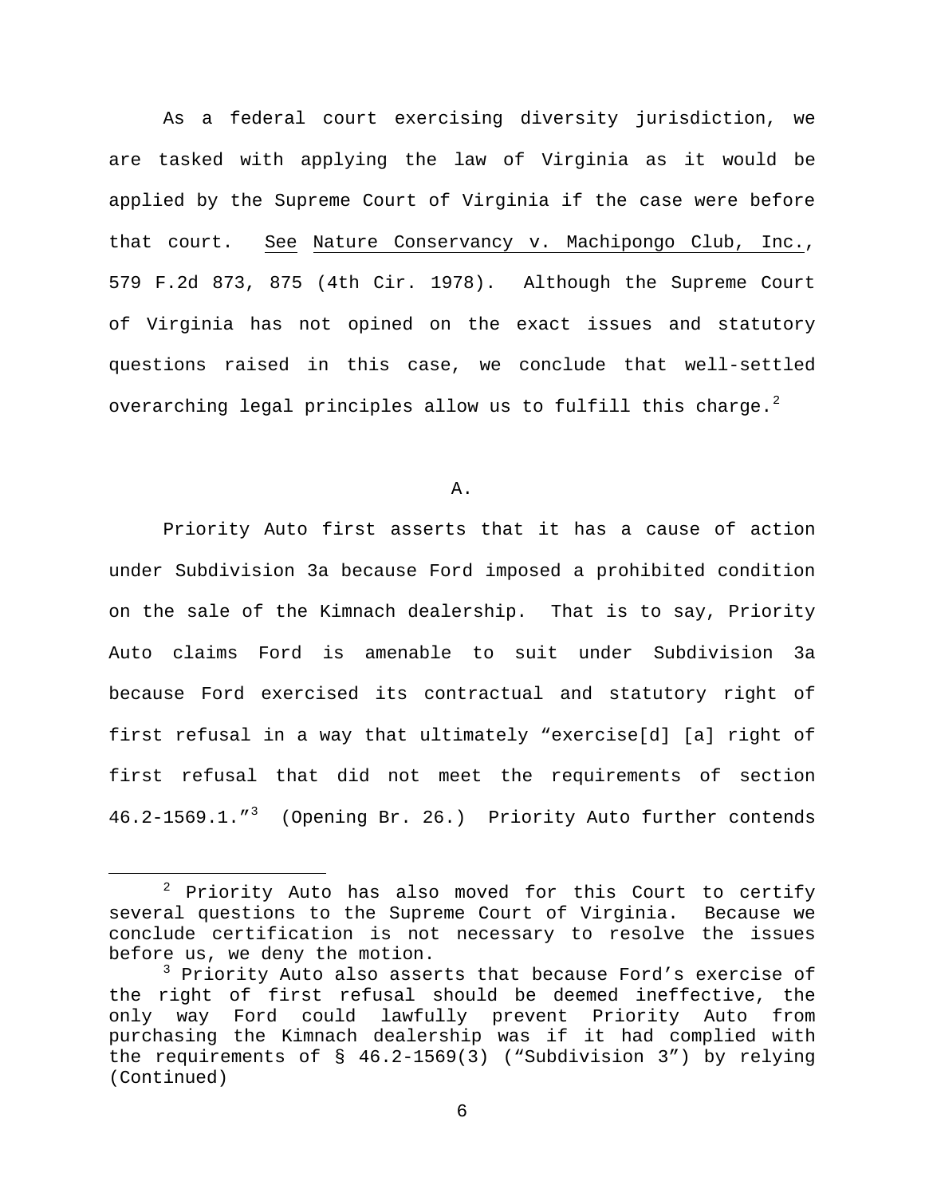As a federal court exercising diversity jurisdiction, we are tasked with applying the law of Virginia as it would be applied by the Supreme Court of Virginia if the case were before that court. See Nature Conservancy v. Machipongo Club, Inc., 579 F.2d 873, 875 (4th Cir. 1978). Although the Supreme Court of Virginia has not opined on the exact issues and statutory questions raised in this case, we conclude that well-settled overarching legal principles allow us to fulfill this charge.[2]

A.

Priority Auto first asserts that it has a cause of action under Subdivision 3a because Ford imposed a prohibited condition on the sale of the Kimnach dealership. That is to say, Priority Auto claims Ford is amenable to suit under Subdivision 3a because Ford exercised its contractual and statutory right of first refusal in a way that ultimately "exercise[d] [a] right of first refusal that did not meet the requirements of section 46.2-1569.1."[3] (Opening Br. 26.) Priority Auto further contends

[2] Priority Auto has also moved for this Court to certify several questions to the Supreme Court of Virginia. Because we conclude certification is not necessary to resolve the issues before us, we deny the motion.

[3] Priority Auto also asserts that because Ford's exercise of the right of first refusal should be deemed ineffective, the only way Ford could lawfully prevent Priority Auto from purchasing the Kimnach dealership was if it had complied with the requirements of § 46.2-1569(3) ("Subdivision 3") by relying (Continued)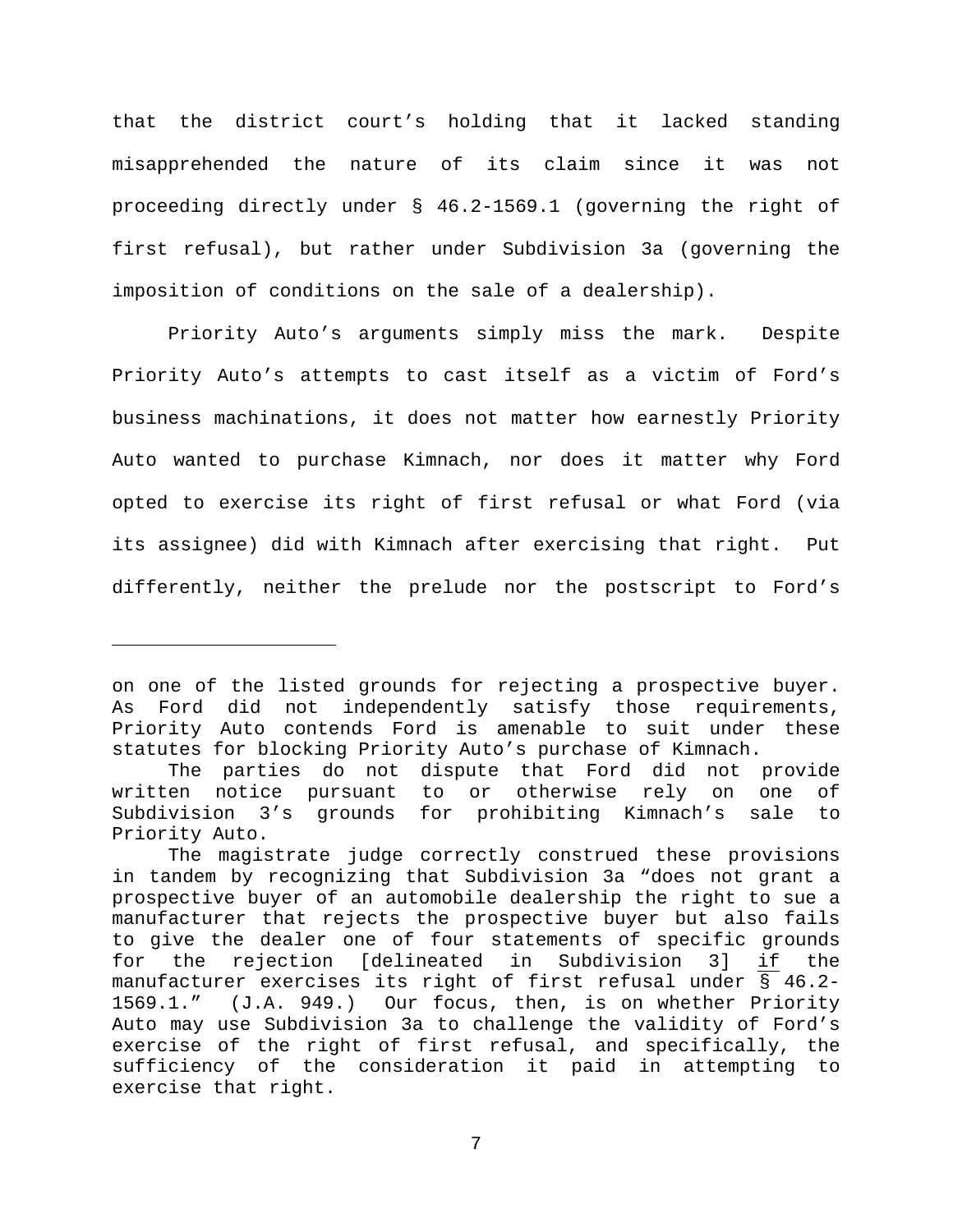that the district court's holding that it lacked standing misapprehended the nature of its claim since it was not proceeding directly under § 46.2-1569.1 (governing the right of first refusal), but rather under Subdivision 3a (governing the imposition of conditions on the sale of a dealership).

Priority Auto's arguments simply miss the mark. Despite Priority Auto's attempts to cast itself as a victim of Ford's business machinations, it does not matter how earnestly Priority Auto wanted to purchase Kimnach, nor does it matter why Ford opted to exercise its right of first refusal or what Ford (via its assignee) did with Kimnach after exercising that right. Put differently, neither the prelude nor the postscript to Ford's

---

on one of the listed grounds for rejecting a prospective buyer. As Ford did not independently satisfy those requirements, Priority Auto contends Ford is amenable to suit under these statutes for blocking Priority Auto's purchase of Kimnach.

The parties do not dispute that Ford did not provide written notice pursuant to or otherwise rely on one of Subdivision 3's grounds for prohibiting Kimnach's sale to Priority Auto.

The magistrate judge correctly construed these provisions in tandem by recognizing that Subdivision 3a "does not grant a prospective buyer of an automobile dealership the right to sue a manufacturer that rejects the prospective buyer but also fails to give the dealer one of four statements of specific grounds for the rejection [delineated in Subdivision 3] <u>if</u> the manufacturer exercises its right of first refusal under § 46.2-1569.1." (J.A. 949.) Our focus, then, is on whether Priority Auto may use Subdivision 3a to challenge the validity of Ford's exercise of the right of first refusal, and specifically, the sufficiency of the consideration it paid in attempting to exercise that right.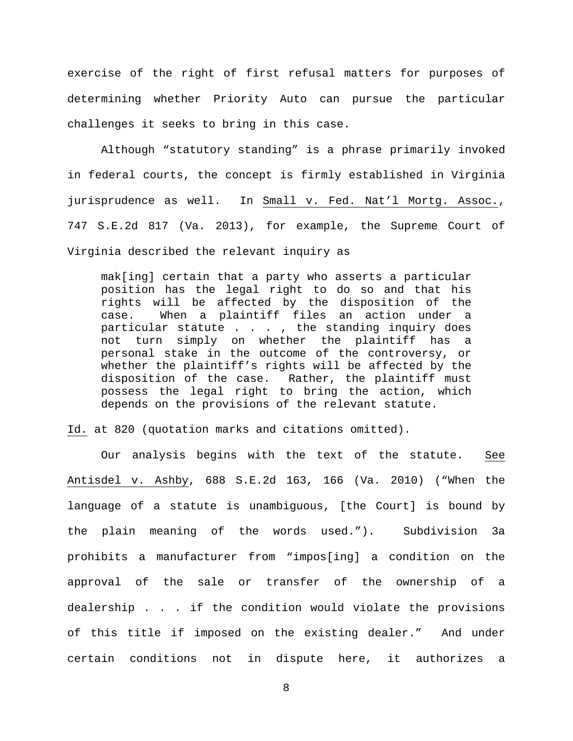exercise of the right of first refusal matters for purposes of determining whether Priority Auto can pursue the particular challenges it seeks to bring in this case.

Although "statutory standing" is a phrase primarily invoked in federal courts, the concept is firmly established in Virginia jurisprudence as well. In Small v. Fed. Nat'l Mortg. Assoc., 747 S.E.2d 817 (Va. 2013), for example, the Supreme Court of Virginia described the relevant inquiry as

> mak[ing] certain that a party who asserts a particular position has the legal right to do so and that his rights will be affected by the disposition of the case. When a plaintiff files an action under a particular statute . . . , the standing inquiry does not turn simply on whether the plaintiff has a personal stake in the outcome of the controversy, or whether the plaintiff's rights will be affected by the disposition of the case. Rather, the plaintiff must possess the legal right to bring the action, which depends on the provisions of the relevant statute.

Id. at 820 (quotation marks and citations omitted).

Our analysis begins with the text of the statute. See Antisdel v. Ashby, 688 S.E.2d 163, 166 (Va. 2010) ("When the language of a statute is unambiguous, [the Court] is bound by the plain meaning of the words used."). Subdivision 3a prohibits a manufacturer from "impos[ing] a condition on the approval of the sale or transfer of the ownership of a dealership . . . if the condition would violate the provisions of this title if imposed on the existing dealer." And under certain conditions not in dispute here, it authorizes a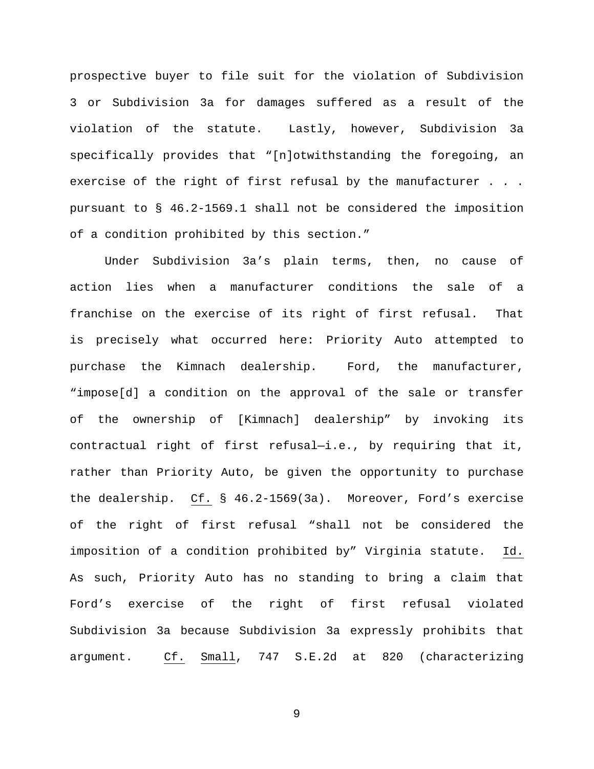prospective buyer to file suit for the violation of Subdivision 3 or Subdivision 3a for damages suffered as a result of the violation of the statute. Lastly, however, Subdivision 3a specifically provides that "[n]otwithstanding the foregoing, an exercise of the right of first refusal by the manufacturer . . . pursuant to § 46.2-1569.1 shall not be considered the imposition of a condition prohibited by this section."

Under Subdivision 3a's plain terms, then, no cause of action lies when a manufacturer conditions the sale of a franchise on the exercise of its right of first refusal. That is precisely what occurred here: Priority Auto attempted to purchase the Kimnach dealership. Ford, the manufacturer, "impose[d] a condition on the approval of the sale or transfer of the ownership of [Kimnach] dealership" by invoking its contractual right of first refusal—i.e., by requiring that it, rather than Priority Auto, be given the opportunity to purchase the dealership. Cf. § 46.2-1569(3a). Moreover, Ford's exercise of the right of first refusal "shall not be considered the imposition of a condition prohibited by" Virginia statute. Id. As such, Priority Auto has no standing to bring a claim that Ford's exercise of the right of first refusal violated Subdivision 3a because Subdivision 3a expressly prohibits that argument. Cf. Small, 747 S.E.2d at 820 (characterizing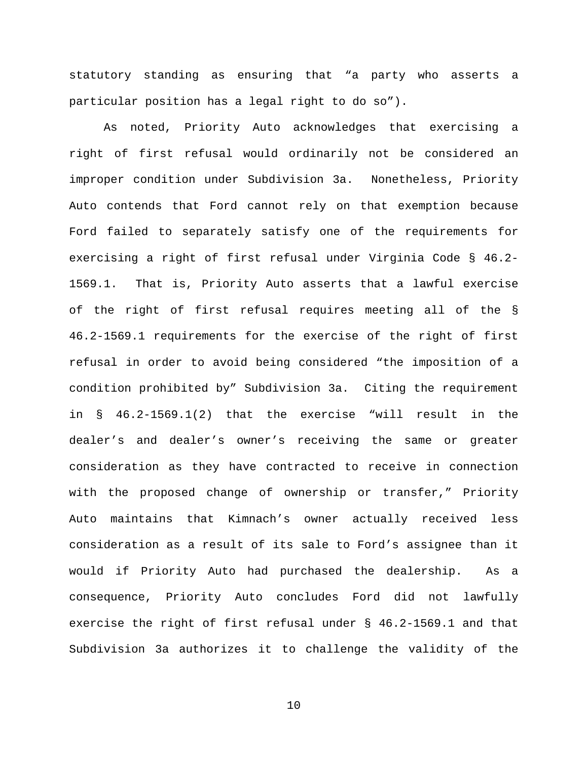statutory standing as ensuring that "a party who asserts a particular position has a legal right to do so").

As noted, Priority Auto acknowledges that exercising a right of first refusal would ordinarily not be considered an improper condition under Subdivision 3a. Nonetheless, Priority Auto contends that Ford cannot rely on that exemption because Ford failed to separately satisfy one of the requirements for exercising a right of first refusal under Virginia Code § 46.2-1569.1. That is, Priority Auto asserts that a lawful exercise of the right of first refusal requires meeting all of the § 46.2-1569.1 requirements for the exercise of the right of first refusal in order to avoid being considered "the imposition of a condition prohibited by" Subdivision 3a. Citing the requirement in § 46.2-1569.1(2) that the exercise "will result in the dealer's and dealer's owner's receiving the same or greater consideration as they have contracted to receive in connection with the proposed change of ownership or transfer," Priority Auto maintains that Kimnach's owner actually received less consideration as a result of its sale to Ford's assignee than it would if Priority Auto had purchased the dealership. As a consequence, Priority Auto concludes Ford did not lawfully exercise the right of first refusal under § 46.2-1569.1 and that Subdivision 3a authorizes it to challenge the validity of the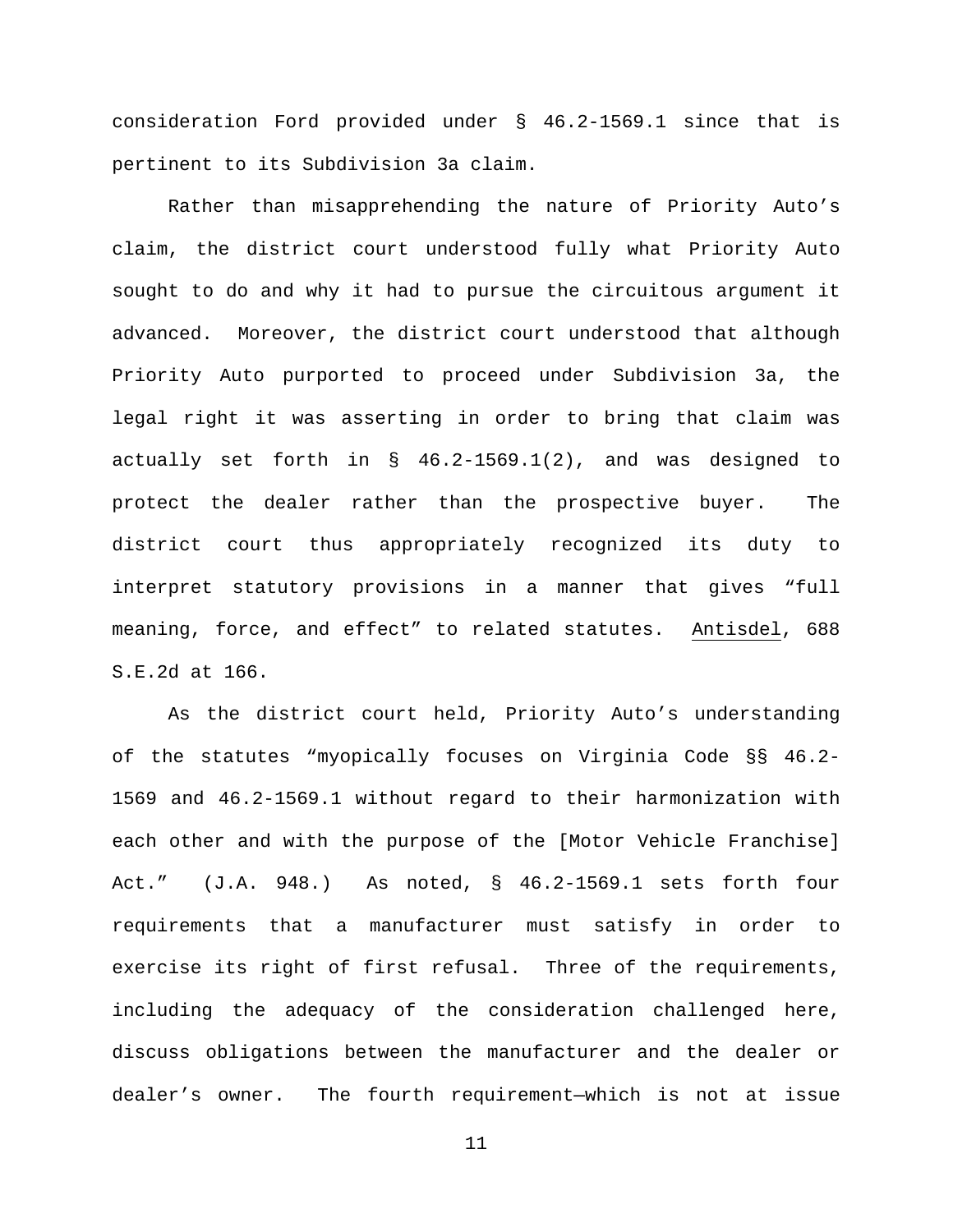consideration Ford provided under § 46.2-1569.1 since that is pertinent to its Subdivision 3a claim.

Rather than misapprehending the nature of Priority Auto's claim, the district court understood fully what Priority Auto sought to do and why it had to pursue the circuitous argument it advanced. Moreover, the district court understood that although Priority Auto purported to proceed under Subdivision 3a, the legal right it was asserting in order to bring that claim was actually set forth in § 46.2-1569.1(2), and was designed to protect the dealer rather than the prospective buyer. The district court thus appropriately recognized its duty to interpret statutory provisions in a manner that gives "full meaning, force, and effect" to related statutes. Antisdel, 688 S.E.2d at 166.

As the district court held, Priority Auto's understanding of the statutes "myopically focuses on Virginia Code §§ 46.2-1569 and 46.2-1569.1 without regard to their harmonization with each other and with the purpose of the [Motor Vehicle Franchise] Act." (J.A. 948.) As noted, § 46.2-1569.1 sets forth four requirements that a manufacturer must satisfy in order to exercise its right of first refusal. Three of the requirements, including the adequacy of the consideration challenged here, discuss obligations between the manufacturer and the dealer or dealer's owner. The fourth requirement—which is not at issue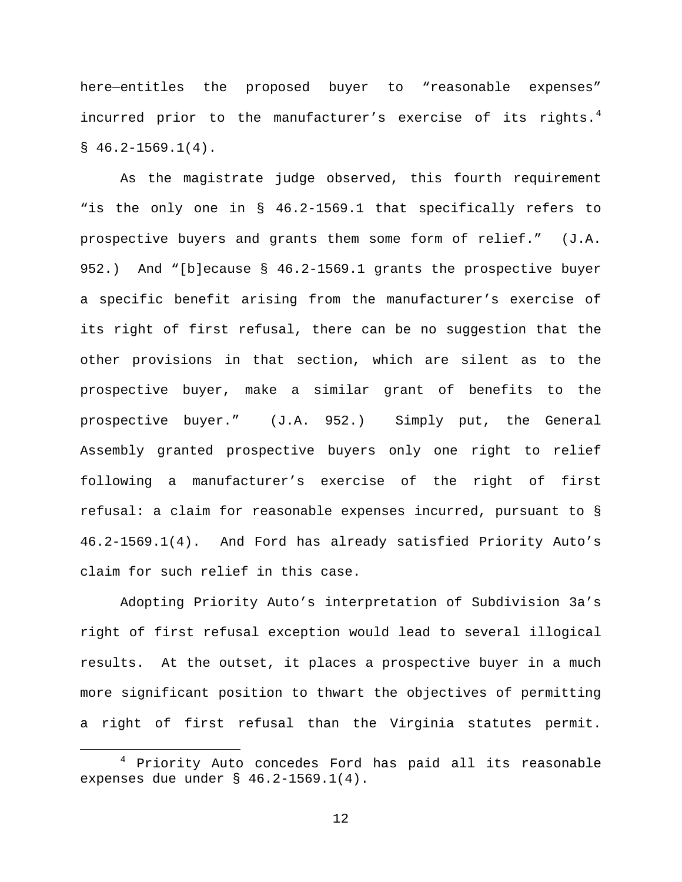here—entitles the proposed buyer to "reasonable expenses" incurred prior to the manufacturer's exercise of its rights.[4] § 46.2-1569.1(4).

As the magistrate judge observed, this fourth requirement "is the only one in § 46.2-1569.1 that specifically refers to prospective buyers and grants them some form of relief." (J.A. 952.) And "[b]ecause § 46.2-1569.1 grants the prospective buyer a specific benefit arising from the manufacturer's exercise of its right of first refusal, there can be no suggestion that the other provisions in that section, which are silent as to the prospective buyer, make a similar grant of benefits to the prospective buyer." (J.A. 952.) Simply put, the General Assembly granted prospective buyers only one right to relief following a manufacturer's exercise of the right of first refusal: a claim for reasonable expenses incurred, pursuant to § 46.2-1569.1(4). And Ford has already satisfied Priority Auto's claim for such relief in this case.

Adopting Priority Auto's interpretation of Subdivision 3a's right of first refusal exception would lead to several illogical results. At the outset, it places a prospective buyer in a much more significant position to thwart the objectives of permitting a right of first refusal than the Virginia statutes permit.

[4] Priority Auto concedes Ford has paid all its reasonable expenses due under § 46.2-1569.1(4).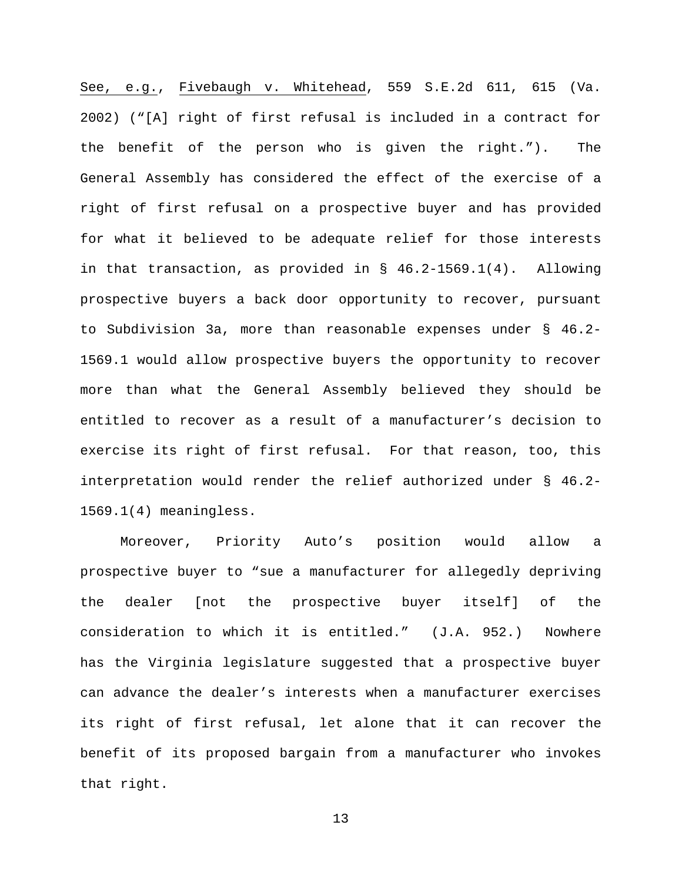See, e.g., Fivebaugh v. Whitehead, 559 S.E.2d 611, 615 (Va. 2002) ("[A] right of first refusal is included in a contract for the benefit of the person who is given the right."). The General Assembly has considered the effect of the exercise of a right of first refusal on a prospective buyer and has provided for what it believed to be adequate relief for those interests in that transaction, as provided in § 46.2-1569.1(4). Allowing prospective buyers a back door opportunity to recover, pursuant to Subdivision 3a, more than reasonable expenses under § 46.2-1569.1 would allow prospective buyers the opportunity to recover more than what the General Assembly believed they should be entitled to recover as a result of a manufacturer's decision to exercise its right of first refusal. For that reason, too, this interpretation would render the relief authorized under § 46.2-1569.1(4) meaningless.

Moreover, Priority Auto's position would allow a prospective buyer to "sue a manufacturer for allegedly depriving the dealer [not the prospective buyer itself] of the consideration to which it is entitled." (J.A. 952.) Nowhere has the Virginia legislature suggested that a prospective buyer can advance the dealer's interests when a manufacturer exercises its right of first refusal, let alone that it can recover the benefit of its proposed bargain from a manufacturer who invokes that right.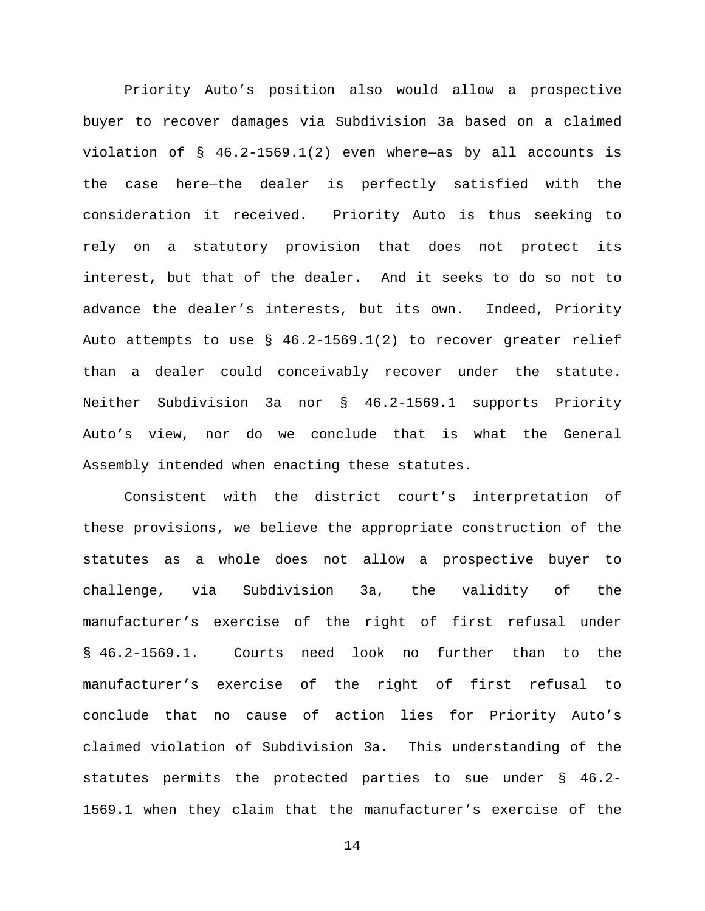Priority Auto's position also would allow a prospective buyer to recover damages via Subdivision 3a based on a claimed violation of § 46.2-1569.1(2) even where—as by all accounts is the case here—the dealer is perfectly satisfied with the consideration it received. Priority Auto is thus seeking to rely on a statutory provision that does not protect its interest, but that of the dealer. And it seeks to do so not to advance the dealer's interests, but its own. Indeed, Priority Auto attempts to use § 46.2-1569.1(2) to recover greater relief than a dealer could conceivably recover under the statute. Neither Subdivision 3a nor § 46.2-1569.1 supports Priority Auto's view, nor do we conclude that is what the General Assembly intended when enacting these statutes.

Consistent with the district court's interpretation of these provisions, we believe the appropriate construction of the statutes as a whole does not allow a prospective buyer to challenge, via Subdivision 3a, the validity of the manufacturer's exercise of the right of first refusal under § 46.2-1569.1. Courts need look no further than to the manufacturer's exercise of the right of first refusal to conclude that no cause of action lies for Priority Auto's claimed violation of Subdivision 3a. This understanding of the statutes permits the protected parties to sue under § 46.2-1569.1 when they claim that the manufacturer's exercise of the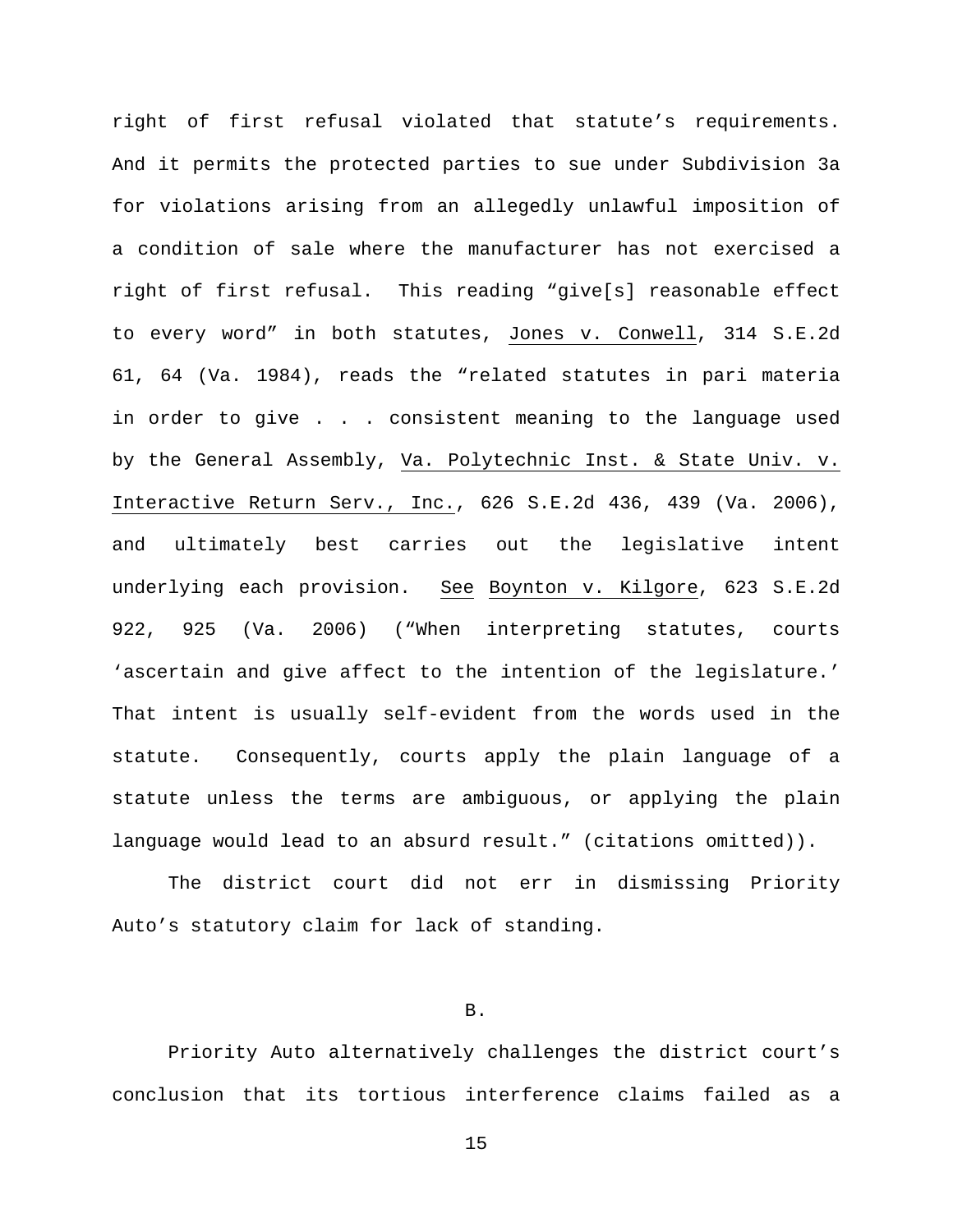right of first refusal violated that statute's requirements. And it permits the protected parties to sue under Subdivision 3a for violations arising from an allegedly unlawful imposition of a condition of sale where the manufacturer has not exercised a right of first refusal. This reading "give[s] reasonable effect to every word" in both statutes, Jones v. Conwell, 314 S.E.2d 61, 64 (Va. 1984), reads the "related statutes in pari materia in order to give . . . consistent meaning to the language used by the General Assembly, Va. Polytechnic Inst. & State Univ. v. Interactive Return Serv., Inc., 626 S.E.2d 436, 439 (Va. 2006), and ultimately best carries out the legislative intent underlying each provision. See Boynton v. Kilgore, 623 S.E.2d 922, 925 (Va. 2006) ("When interpreting statutes, courts 'ascertain and give affect to the intention of the legislature.' That intent is usually self-evident from the words used in the statute. Consequently, courts apply the plain language of a statute unless the terms are ambiguous, or applying the plain language would lead to an absurd result." (citations omitted)).

The district court did not err in dismissing Priority Auto's statutory claim for lack of standing.

B.

Priority Auto alternatively challenges the district court's conclusion that its tortious interference claims failed as a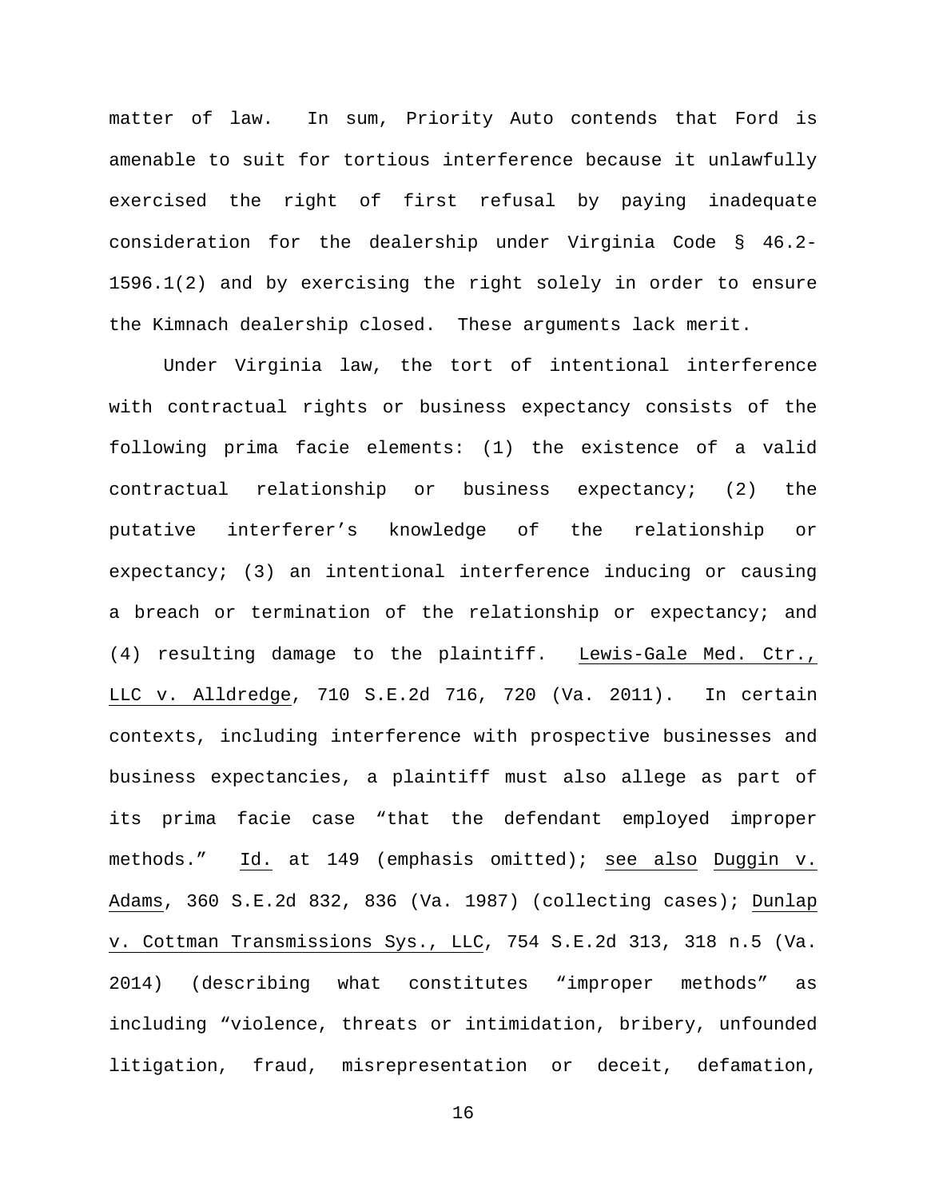matter of law. In sum, Priority Auto contends that Ford is amenable to suit for tortious interference because it unlawfully exercised the right of first refusal by paying inadequate consideration for the dealership under Virginia Code § 46.2-1596.1(2) and by exercising the right solely in order to ensure the Kimnach dealership closed. These arguments lack merit.

Under Virginia law, the tort of intentional interference with contractual rights or business expectancy consists of the following prima facie elements: (1) the existence of a valid contractual relationship or business expectancy; (2) the putative interferer's knowledge of the relationship or expectancy; (3) an intentional interference inducing or causing a breach or termination of the relationship or expectancy; and (4) resulting damage to the plaintiff. Lewis-Gale Med. Ctr., LLC v. Alldredge, 710 S.E.2d 716, 720 (Va. 2011). In certain contexts, including interference with prospective businesses and business expectancies, a plaintiff must also allege as part of its prima facie case "that the defendant employed improper methods." Id. at 149 (emphasis omitted); see also Duggin v. Adams, 360 S.E.2d 832, 836 (Va. 1987) (collecting cases); Dunlap v. Cottman Transmissions Sys., LLC, 754 S.E.2d 313, 318 n.5 (Va. 2014) (describing what constitutes "improper methods" as including "violence, threats or intimidation, bribery, unfounded litigation, fraud, misrepresentation or deceit, defamation,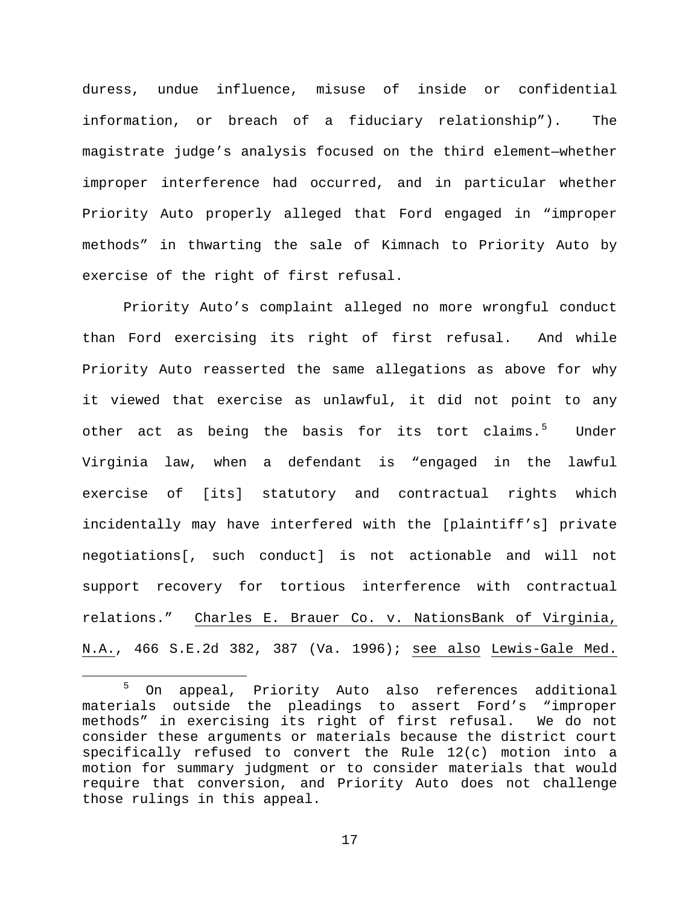duress, undue influence, misuse of inside or confidential information, or breach of a fiduciary relationship"). The magistrate judge's analysis focused on the third element—whether improper interference had occurred, and in particular whether Priority Auto properly alleged that Ford engaged in "improper methods" in thwarting the sale of Kimnach to Priority Auto by exercise of the right of first refusal.

Priority Auto's complaint alleged no more wrongful conduct than Ford exercising its right of first refusal. And while Priority Auto reasserted the same allegations as above for why it viewed that exercise as unlawful, it did not point to any other act as being the basis for its tort claims.[5] Under Virginia law, when a defendant is "engaged in the lawful exercise of [its] statutory and contractual rights which incidentally may have interfered with the [plaintiff's] private negotiations[, such conduct] is not actionable and will not support recovery for tortious interference with contractual relations." Charles E. Brauer Co. v. NationsBank of Virginia, N.A., 466 S.E.2d 382, 387 (Va. 1996); see also Lewis-Gale Med.

[5] On appeal, Priority Auto also references additional materials outside the pleadings to assert Ford's "improper methods" in exercising its right of first refusal. We do not consider these arguments or materials because the district court specifically refused to convert the Rule 12(c) motion into a motion for summary judgment or to consider materials that would require that conversion, and Priority Auto does not challenge those rulings in this appeal.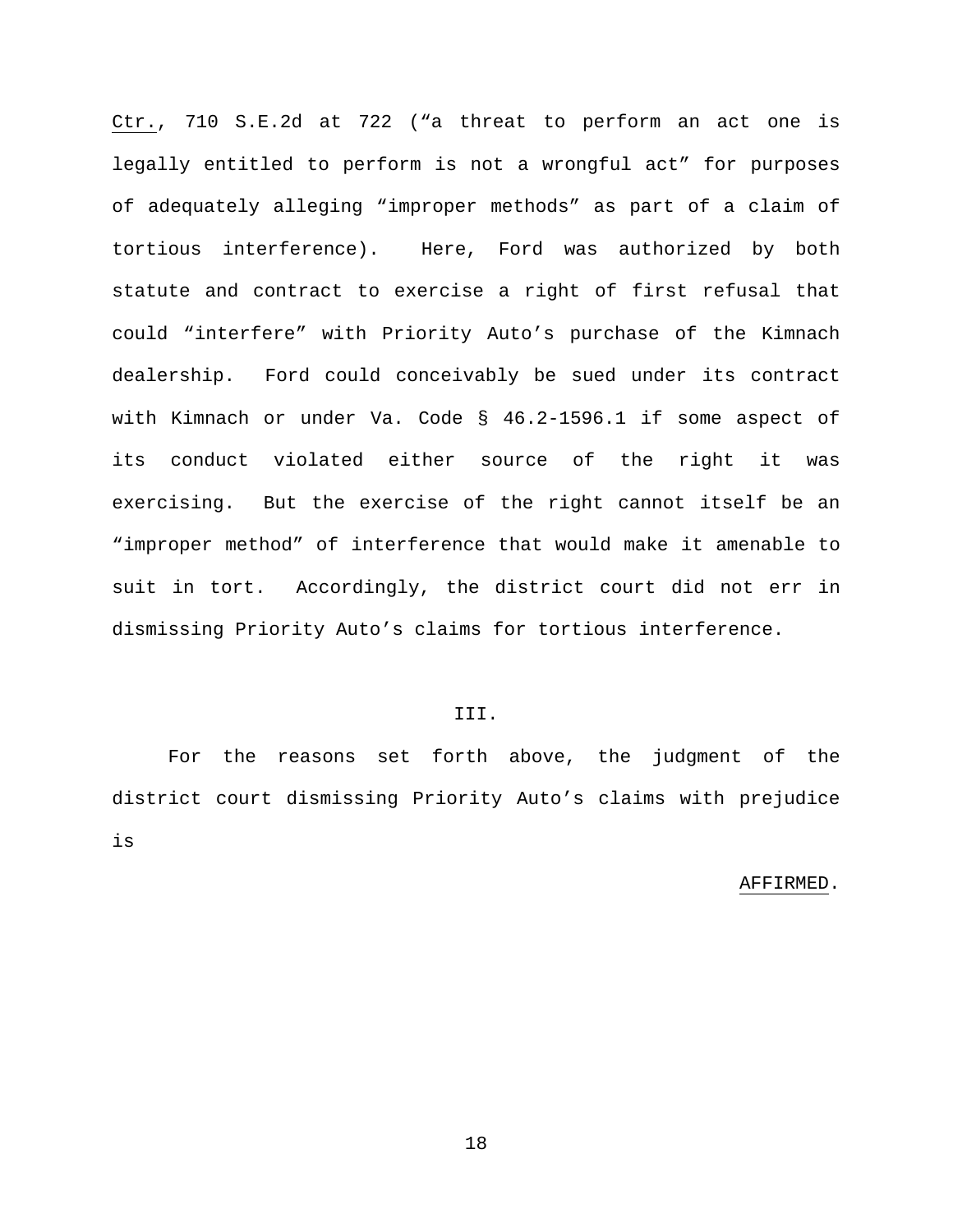Ctr., 710 S.E.2d at 722 ("a threat to perform an act one is legally entitled to perform is not a wrongful act" for purposes of adequately alleging "improper methods" as part of a claim of tortious interference). Here, Ford was authorized by both statute and contract to exercise a right of first refusal that could "interfere" with Priority Auto's purchase of the Kimnach dealership. Ford could conceivably be sued under its contract with Kimnach or under Va. Code § 46.2-1596.1 if some aspect of its conduct violated either source of the right it was exercising. But the exercise of the right cannot itself be an "improper method" of interference that would make it amenable to suit in tort. Accordingly, the district court did not err in dismissing Priority Auto's claims for tortious interference.

## III.

For the reasons set forth above, the judgment of the district court dismissing Priority Auto's claims with prejudice is

AFFIRMED.